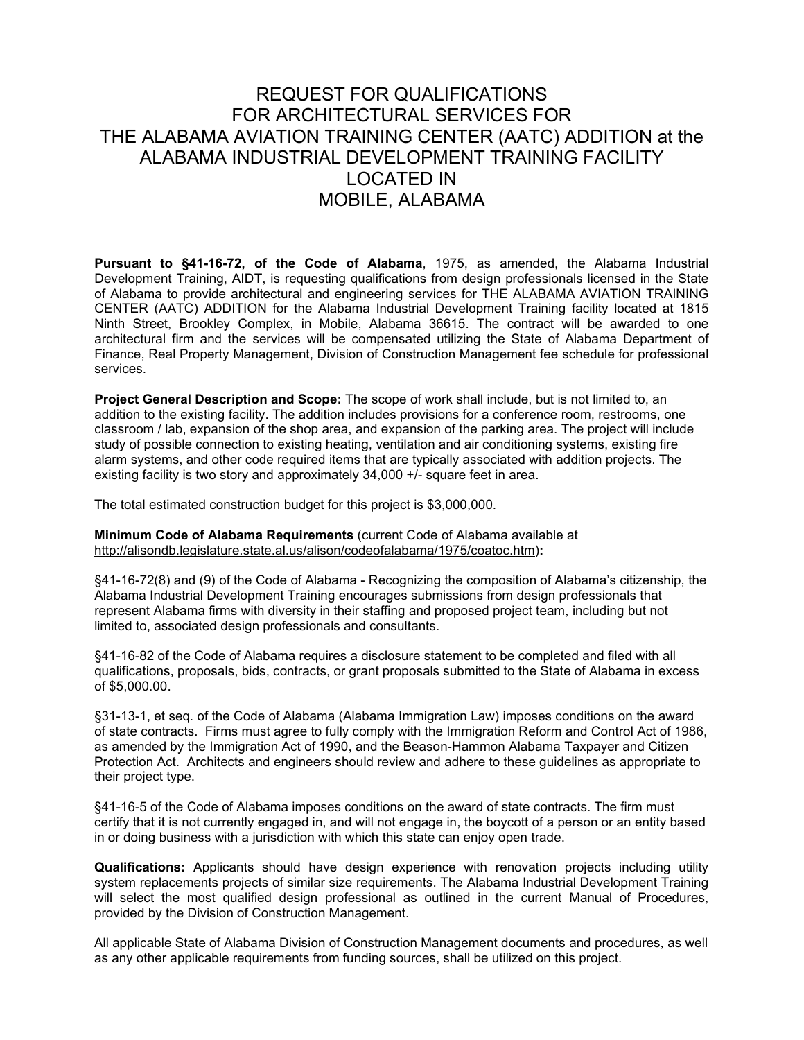# REQUEST FOR QUALIFICATIONS FOR ARCHITECTURAL SERVICES FOR THE ALABAMA AVIATION TRAINING CENTER (AATC) ADDITION at the ALABAMA INDUSTRIAL DEVELOPMENT TRAINING FACILITY LOCATED IN MOBILE, ALABAMA

**Pursuant to §41-16-72, of the Code of Alabama**, 1975, as amended, the Alabama Industrial Development Training, AIDT, is requesting qualifications from design professionals licensed in the State of Alabama to provide architectural and engineering services for <u>THE ALABAMA AVIATION TRAINING CENTER (AATC) ADDITION</u> for the Alabama Industrial Development Training facility located at 1815 Ninth Street, Brookley Complex, in Mobile, Alabama 36615. The contract will be awarded to one architectural firm and the services will be compensated utilizing the State of Alabama Department of Finance, Real Property Management, Division of Construction Management fee schedule for professional services.

**Project General Description and Scope:** The scope of work shall include, but is not limited to, an addition to the existing facility. The addition includes provisions for a conference room, restrooms, one classroom / lab, expansion of the shop area, and expansion of the parking area. The project will include study of possible connection to existing heating, ventilation and air conditioning systems, existing fire alarm systems, and other code required items that are typically associated with addition projects. The existing facility is two story and approximately 34,000 +/- square feet in area.

The total estimated construction budget for this project is $3,000,000.

**Minimum Code of Alabama Requirements** (current Code of Alabama available at <u>http://alisondb.legislature.state.al.us/alison/codeofalabama/1975/coatoc.htm</u>)**:**

§41-16-72(8) and (9) of the Code of Alabama - Recognizing the composition of Alabama's citizenship, the Alabama Industrial Development Training encourages submissions from design professionals that represent Alabama firms with diversity in their staffing and proposed project team, including but not limited to, associated design professionals and consultants.

§41-16-82 of the Code of Alabama requires a disclosure statement to be completed and filed with all qualifications, proposals, bids, contracts, or grant proposals submitted to the State of Alabama in excess of $5,000.00.

§31-13-1, et seq. of the Code of Alabama (Alabama Immigration Law) imposes conditions on the award of state contracts. Firms must agree to fully comply with the Immigration Reform and Control Act of 1986, as amended by the Immigration Act of 1990, and the Beason-Hammon Alabama Taxpayer and Citizen Protection Act. Architects and engineers should review and adhere to these guidelines as appropriate to their project type.

§41-16-5 of the Code of Alabama imposes conditions on the award of state contracts. The firm must certify that it is not currently engaged in, and will not engage in, the boycott of a person or an entity based in or doing business with a jurisdiction with which this state can enjoy open trade.

**Qualifications:** Applicants should have design experience with renovation projects including utility system replacements projects of similar size requirements. The Alabama Industrial Development Training will select the most qualified design professional as outlined in the current Manual of Procedures, provided by the Division of Construction Management.

All applicable State of Alabama Division of Construction Management documents and procedures, as well as any other applicable requirements from funding sources, shall be utilized on this project.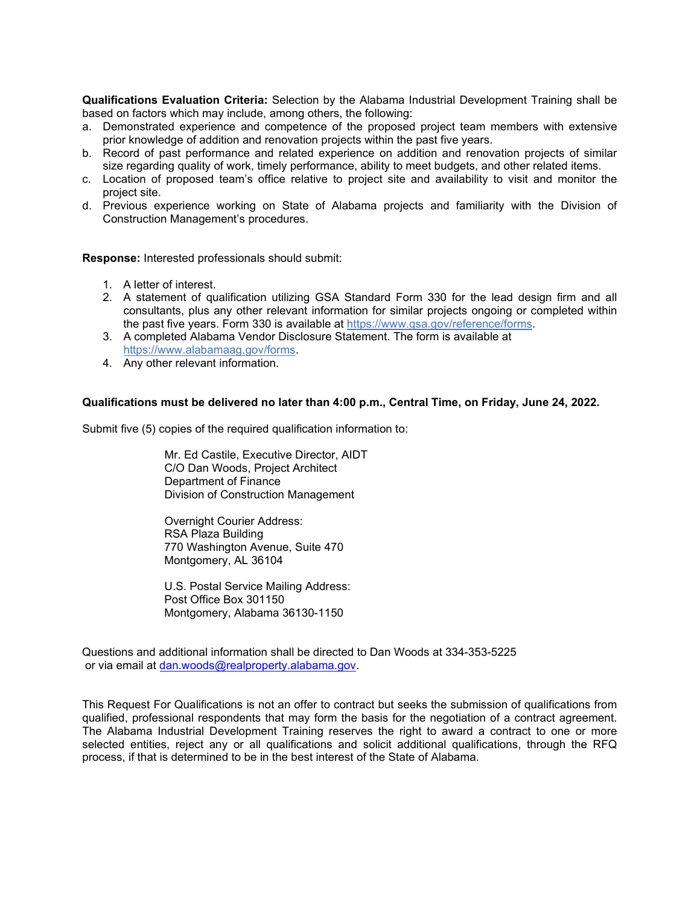**Qualifications Evaluation Criteria:** Selection by the Alabama Industrial Development Training shall be based on factors which may include, among others, the following:

a. Demonstrated experience and competence of the proposed project team members with extensive prior knowledge of addition and renovation projects within the past five years.
b. Record of past performance and related experience on addition and renovation projects of similar size regarding quality of work, timely performance, ability to meet budgets, and other related items.
c. Location of proposed team's office relative to project site and availability to visit and monitor the project site.
d. Previous experience working on State of Alabama projects and familiarity with the Division of Construction Management's procedures.

**Response:** Interested professionals should submit:

1. A letter of interest.
2. A statement of qualification utilizing GSA Standard Form 330 for the lead design firm and all consultants, plus any other relevant information for similar projects ongoing or completed within the past five years. Form 330 is available at https://www.gsa.gov/reference/forms.
3. A completed Alabama Vendor Disclosure Statement. The form is available at https://www.alabamaag.gov/forms.
4. Any other relevant information.

**Qualifications must be delivered no later than 4:00 p.m., Central Time, on Friday, June 24, 2022.**

Submit five (5) copies of the required qualification information to:

Mr. Ed Castile, Executive Director, AIDT
C/O Dan Woods, Project Architect
Department of Finance
Division of Construction Management

Overnight Courier Address:
RSA Plaza Building
770 Washington Avenue, Suite 470
Montgomery, AL 36104

U.S. Postal Service Mailing Address:
Post Office Box 301150
Montgomery, Alabama 36130-1150

Questions and additional information shall be directed to Dan Woods at 334-353-5225 or via email at dan.woods@realproperty.alabama.gov.

This Request For Qualifications is not an offer to contract but seeks the submission of qualifications from qualified, professional respondents that may form the basis for the negotiation of a contract agreement. The Alabama Industrial Development Training reserves the right to award a contract to one or more selected entities, reject any or all qualifications and solicit additional qualifications, through the RFQ process, if that is determined to be in the best interest of the State of Alabama.